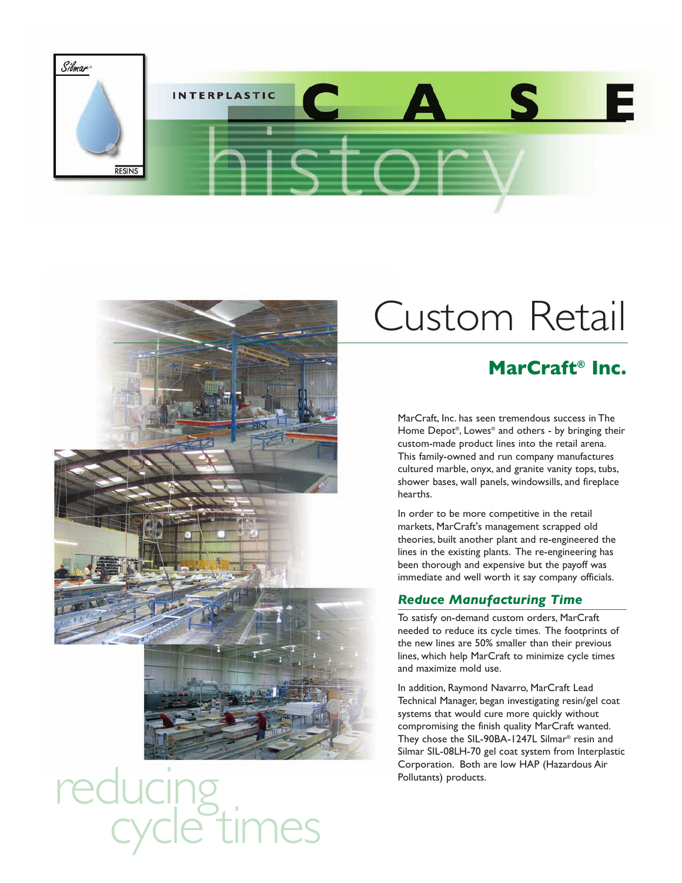Silmar® RESINS

INTERPLASTIC

# CASE history

# Custom Retail

## MarCraft® Inc.

MarCraft, Inc. has seen tremendous success in The Home Depot®, Lowes® and others - by bringing their custom-made product lines into the retail arena. This family-owned and run company manufactures cultured marble, onyx, and granite vanity tops, tubs, shower bases, wall panels, windowsills, and fireplace hearths.

In order to be more competitive in the retail markets, MarCraft's management scrapped old theories, built another plant and re-engineered the lines in the existing plants. The re-engineering has been thorough and expensive but the payoff was immediate and well worth it say company officials.

### *Reduce Manufacturing Time*

To satisfy on-demand custom orders, MarCraft needed to reduce its cycle times. The footprints of the new lines are 50% smaller than their previous lines, which help MarCraft to minimize cycle times and maximize mold use.

In addition, Raymond Navarro, MarCraft Lead Technical Manager, began investigating resin/gel coat systems that would cure more quickly without compromising the finish quality MarCraft wanted. They chose the SIL-90BA-1247L Silmar® resin and Silmar SIL-08LH-70 gel coat system from Interplastic Corporation. Both are low HAP (Hazardous Air Pollutants) products.

reducing cycle times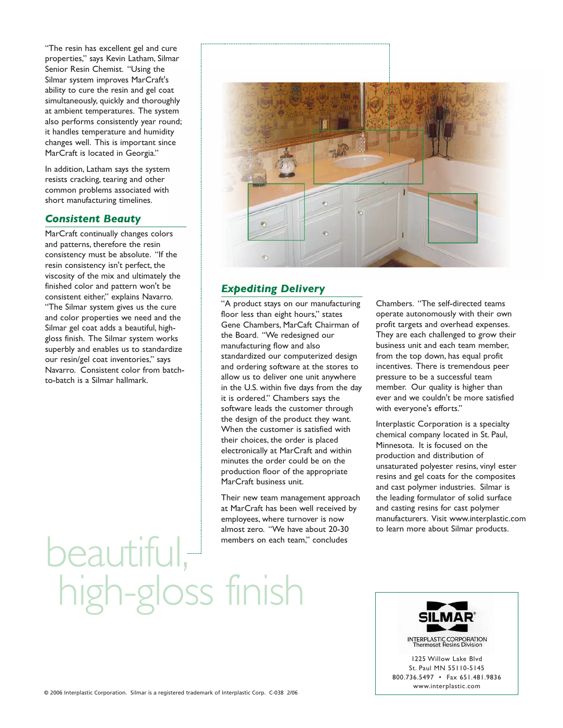"The resin has excellent gel and cure properties," says Kevin Latham, Silmar Senior Resin Chemist. "Using the Silmar system improves MarCraft's ability to cure the resin and gel coat simultaneously, quickly and thoroughly at ambient temperatures. The system also performs consistently year round; it handles temperature and humidity changes well. This is important since MarCraft is located in Georgia."

In addition, Latham says the system resists cracking, tearing and other common problems associated with short manufacturing timelines.

## *Consistent Beauty*

MarCraft continually changes colors and patterns, therefore the resin consistency must be absolute. "If the resin consistency isn't perfect, the viscosity of the mix and ultimately the finished color and pattern won't be consistent either," explains Navarro. "The Silmar system gives us the cure and color properties we need and the Silmar gel coat adds a beautiful, high-gloss finish. The Silmar system works superbly and enables us to standardize our resin/gel coat inventories," says Navarro. Consistent color from batch-to-batch is a Silmar hallmark.

## *Expediting Delivery*

"A product stays on our manufacturing floor less than eight hours," states Gene Chambers, MarCaft Chairman of the Board. "We redesigned our manufacturing flow and also standardized our computerized design and ordering software at the stores to allow us to deliver one unit anywhere in the U.S. within five days from the day it is ordered." Chambers says the software leads the customer through the design of the product they want. When the customer is satisfied with their choices, the order is placed electronically at MarCraft and within minutes the order could be on the production floor of the appropriate MarCraft business unit.

Their new team management approach at MarCraft has been well received by employees, where turnover is now almost zero. "We have about 20-30 members on each team," concludes Chambers. "The self-directed teams operate autonomously with their own profit targets and overhead expenses. They are each challenged to grow their business unit and each team member, from the top down, has equal profit incentives. There is tremendous peer pressure to be a successful team member. Our quality is higher than ever and we couldn't be more satisfied with everyone's efforts."

Interplastic Corporation is a specialty chemical company located in St. Paul, Minnesota. It is focused on the production and distribution of unsaturated polyester resins, vinyl ester resins and gel coats for the composites and cast polymer industries. Silmar is the leading formulator of solid surface and casting resins for cast polymer manufacturers. Visit www.interplastic.com to learn more about Silmar products.

beautiful, high-gloss finish

SILMAR®
INTERPLASTIC CORPORATION
Thermoset Resins Division

1225 Willow Lake Blvd
St. Paul MN 55110-5145
800.736.5497 • Fax 651.481.9836
www.interplastic.com

© 2006 Interplastic Corporation. Silmar is a registered trademark of Interplastic Corp. C-038 2/06